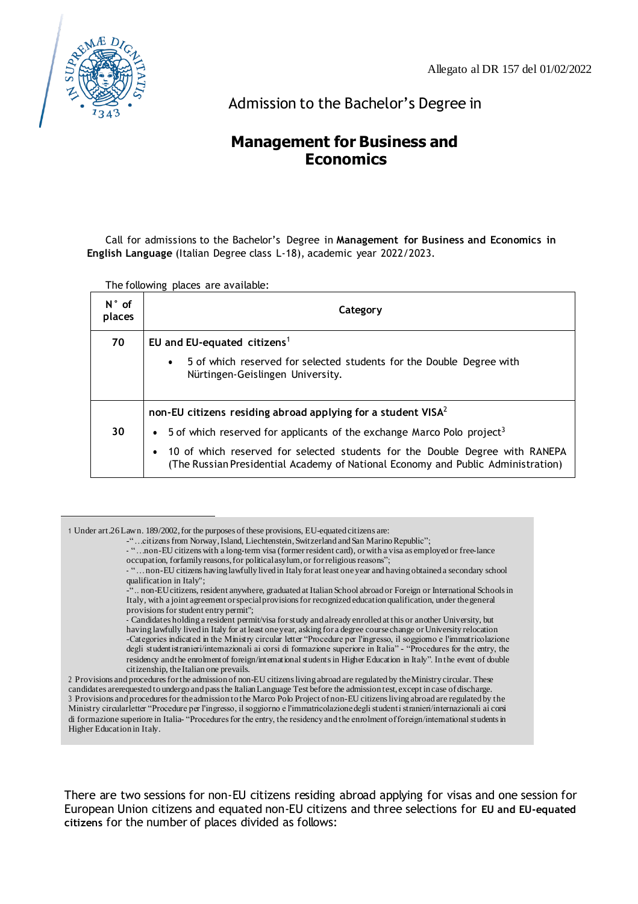Allegato al DR 157 del 01/02/2022

Admission to the Bachelor's Degree in

# Management for Business and Economics

Call for admissions to the Bachelor's Degree in **Management for Business and Economics in English Language** (Italian Degree class L-18), academic year 2022/2023.

The following places are available:

| N° of places | Category |
|---|---|
| 70 | **EU and EU-equated citizens**[1]<br>• 5 of which reserved for selected students for the Double Degree with Nürtingen-Geislingen University. |
| 30 | **non-EU citizens residing abroad applying for a student VISA**[2]<br>• 5 of which reserved for applicants of the exchange Marco Polo project[3]<br>• 10 of which reserved for selected students for the Double Degree with RANEPA (The Russian Presidential Academy of National Economy and Public Administration) |

1 Under art.26 Law n. 189/2002, for the purposes of these provisions, EU-equated citizens are:
- "…citizens from Norway, Island, Liechtenstein, Switzerland and San Marino Republic";
- "…non-EU citizens with a long-term visa (former resident card), or with a visa as employed or free-lance occupation, for family reasons, for political asylum, or for religious reasons";
- "…non-EU citizens having lawfully lived in Italy for at least one year and having obtained a secondary school qualification in Italy";
- ".. non-EU citizens, resident anywhere, graduated at Italian School abroad or Foreign or International Schools in Italy, with a joint agreement or special provisions for recognized education qualification, under the general provisions for student entry permit";
- Candidates holding a resident permit/visa for study and already enrolled at this or another University, but having lawfully lived in Italy for at least one year, asking for a degree course change or University relocation
- Categories indicated in the Ministry circular letter "Procedure per l'ingresso, il soggiorno e l'immatricolazione degli studenti stranieri/internazionali ai corsi di formazione superiore in Italia" - "Procedures for the entry, the residency and the enrolment of foreign/international students in Higher Education in Italy". In the event of double citizenship, the Italian one prevails.

2 Provisions and procedures for the admission of non-EU citizens living abroad are regulated by the Ministry circular. These candidates are requested to undergo and pass the Italian Language Test before the admission test, except in case of discharge.

3 Provisions and procedures for the admission to the Marco Polo Project of non-EU citizens living abroad are regulated by the Ministry circular letter "Procedure per l'ingresso, il soggiorno e l'immatricolazione degli studenti stranieri/internazionali ai corsi di formazione superiore in Italia- "Procedures for the entry, the residency and the enrolment of foreign/international students in Higher Education in Italy.

There are two sessions for non-EU citizens residing abroad applying for visas and one session for European Union citizens and equated non-EU citizens and three selections for **EU and EU-equated citizens** for the number of places divided as follows: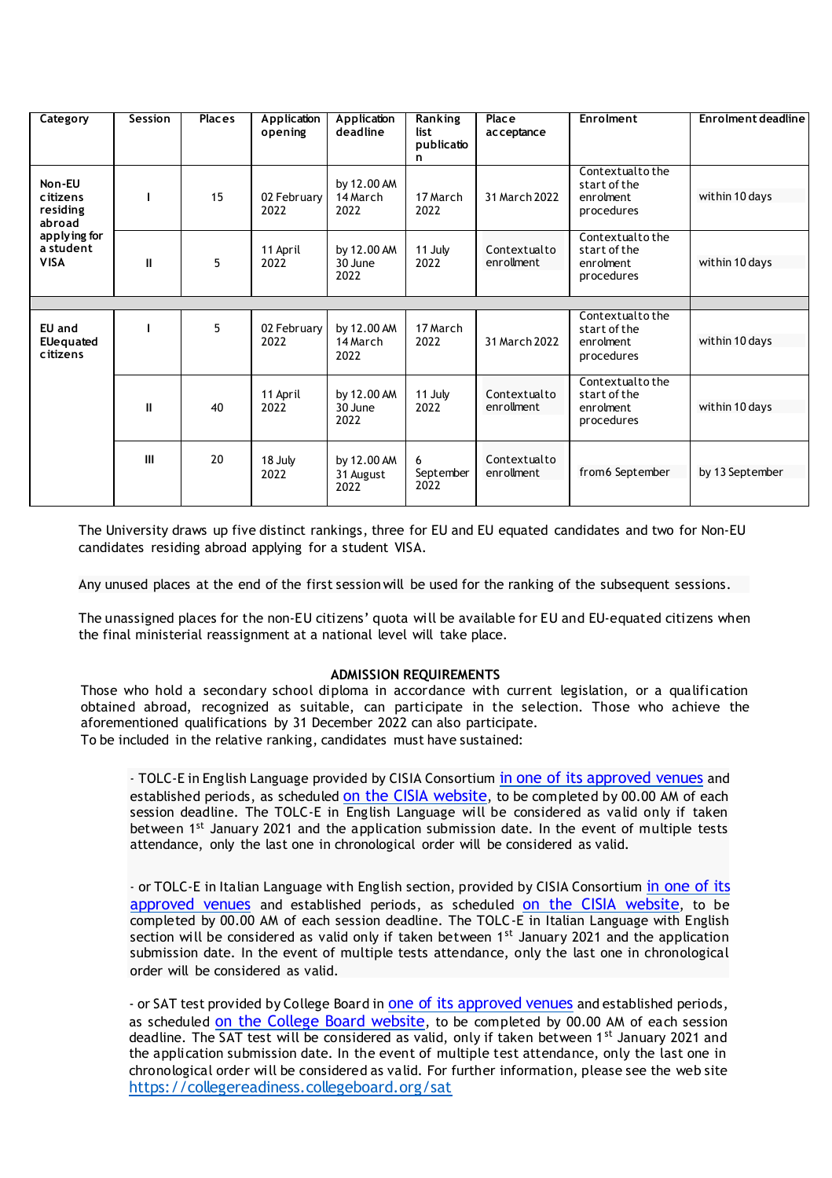| Category | Session | Places | Application opening | Application deadline | Ranking list publication | Place acceptance | Enrolment | Enrolment deadline |
|---|---|---|---|---|---|---|---|---|
| Non-EU citizens residing abroad applying for a student VISA | I | 15 | 02 February 2022 | by 12.00 AM 14 March 2022 | 17 March 2022 | 31 March 2022 | Contextual to the start of the enrolment procedures | within 10 days |
| | II | 5 | 11 April 2022 | by 12.00 AM 30 June 2022 | 11 July 2022 | Contextual to enrollment | Contextual to the start of the enrolment procedures | within 10 days |
| | | | | | | | | |
| EU and EU equated citizens | I | 5 | 02 February 2022 | by 12.00 AM 14 March 2022 | 17 March 2022 | 31 March 2022 | Contextual to the start of the enrolment procedures | within 10 days |
| | II | 40 | 11 April 2022 | by 12.00 AM 30 June 2022 | 11 July 2022 | Contextual to enrollment | Contextual to the start of the enrolment procedures | within 10 days |
| | III | 20 | 18 July 2022 | by 12.00 AM 31 August 2022 | 6 September 2022 | Contextual to enrollment | from 6 September | by 13 September |

The University draws up five distinct rankings, three for EU and EU equated candidates and two for Non-EU candidates residing abroad applying for a student VISA.

Any unused places at the end of the first session will be used for the ranking of the subsequent sessions.

The unassigned places for the non-EU citizens' quota will be available for EU and EU-equated citizens when the final ministerial reassignment at a national level will take place.

**ADMISSION REQUIREMENTS**

Those who hold a secondary school diploma in accordance with current legislation, or a qualification obtained abroad, recognized as suitable, can participate in the selection. Those who achieve the aforementioned qualifications by 31 December 2022 can also participate.
To be included in the relative ranking, candidates must have sustained:

- TOLC-E in English Language provided by CISIA Consortium in one of its approved venues and established periods, as scheduled on the CISIA website, to be completed by 00.00 AM of each session deadline. The TOLC-E in English Language will be considered as valid only if taken between 1st January 2021 and the application submission date. In the event of multiple tests attendance, only the last one in chronological order will be considered as valid.

- or TOLC-E in Italian Language with English section, provided by CISIA Consortium in one of its approved venues and established periods, as scheduled on the CISIA website, to be completed by 00.00 AM of each session deadline. The TOLC-E in Italian Language with English section will be considered as valid only if taken between 1st January 2021 and the application submission date. In the event of multiple tests attendance, only the last one in chronological order will be considered as valid.

- or SAT test provided by College Board in one of its approved venues and established periods, as scheduled on the College Board website, to be completed by 00.00 AM of each session deadline. The SAT test will be considered as valid, only if taken between 1st January 2021 and the application submission date. In the event of multiple test attendance, only the last one in chronological order will be considered as valid. For further information, please see the web site https://collegereadiness.collegeboard.org/sat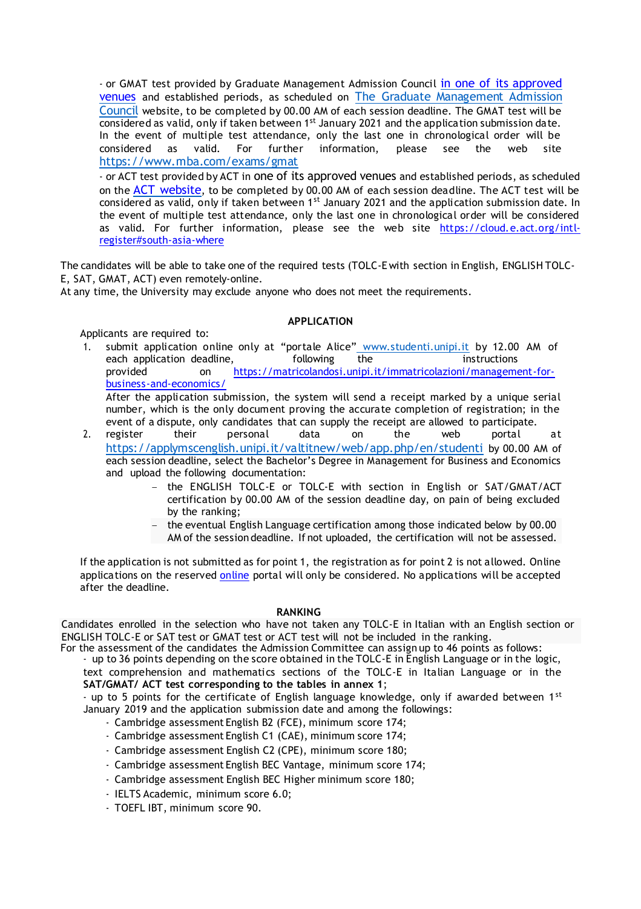- or GMAT test provided by Graduate Management Admission Council in one of its approved venues and established periods, as scheduled on The Graduate Management Admission Council website, to be completed by 00.00 AM of each session deadline. The GMAT test will be considered as valid, only if taken between 1st January 2021 and the application submission date. In the event of multiple test attendance, only the last one in chronological order will be considered as valid. For further information, please see the web site https://www.mba.com/exams/gmat

- or ACT test provided by ACT in one of its approved venues and established periods, as scheduled on the ACT website, to be completed by 00.00 AM of each session deadline. The ACT test will be considered as valid, only if taken between 1st January 2021 and the application submission date. In the event of multiple test attendance, only the last one in chronological order will be considered as valid. For further information, please see the web site https://cloud.e.act.org/intl-register#south-asia-where

The candidates will be able to take one of the required tests (TOLC-E with section in English, ENGLISH TOLC-E, SAT, GMAT, ACT) even remotely-online.
At any time, the University may exclude anyone who does not meet the requirements.

## APPLICATION

Applicants are required to:

1. submit application online only at "portale Alice" www.studenti.unipi.it by 12.00 AM of each application deadline, following the instructions provided on https://matricolandosi.unipi.it/immatricolazioni/management-for-business-and-economics/
   After the application submission, the system will send a receipt marked by a unique serial number, which is the only document proving the accurate completion of registration; in the event of a dispute, only candidates that can supply the receipt are allowed to participate.
2. register their personal data on the web portal at https://applymscenglish.unipi.it/valtitnew/web/app.php/en/studenti by 00.00 AM of each session deadline, select the Bachelor's Degree in Management for Business and Economics and upload the following documentation:
   - the ENGLISH TOLC-E or TOLC-E with section in English or SAT/GMAT/ACT certification by 00.00 AM of the session deadline day, on pain of being excluded by the ranking;
   - the eventual English Language certification among those indicated below by 00.00 AM of the session deadline. If not uploaded, the certification will not be assessed.

If the application is not submitted as for point 1, the registration as for point 2 is not allowed. Online applications on the reserved online portal will only be considered. No applications will be accepted after the deadline.

## RANKING

Candidates enrolled in the selection who have not taken any TOLC-E in Italian with an English section or ENGLISH TOLC-E or SAT test or GMAT test or ACT test will not be included in the ranking.
For the assessment of the candidates the Admission Committee can assign up to 46 points as follows:

- up to 36 points depending on the score obtained in the TOLC-E in English Language or in the logic, text comprehension and mathematics sections of the TOLC-E in Italian Language or in the **SAT/GMAT/ ACT test corresponding to the tables in annex 1**;
- up to 5 points for the certificate of English language knowledge, only if awarded between 1st January 2019 and the application submission date and among the followings:
  - Cambridge assessment English B2 (FCE), minimum score 174;
  - Cambridge assessment English C1 (CAE), minimum score 174;
  - Cambridge assessment English C2 (CPE), minimum score 180;
  - Cambridge assessment English BEC Vantage, minimum score 174;
  - Cambridge assessment English BEC Higher minimum score 180;
  - IELTS Academic, minimum score 6.0;
  - TOEFL IBT, minimum score 90.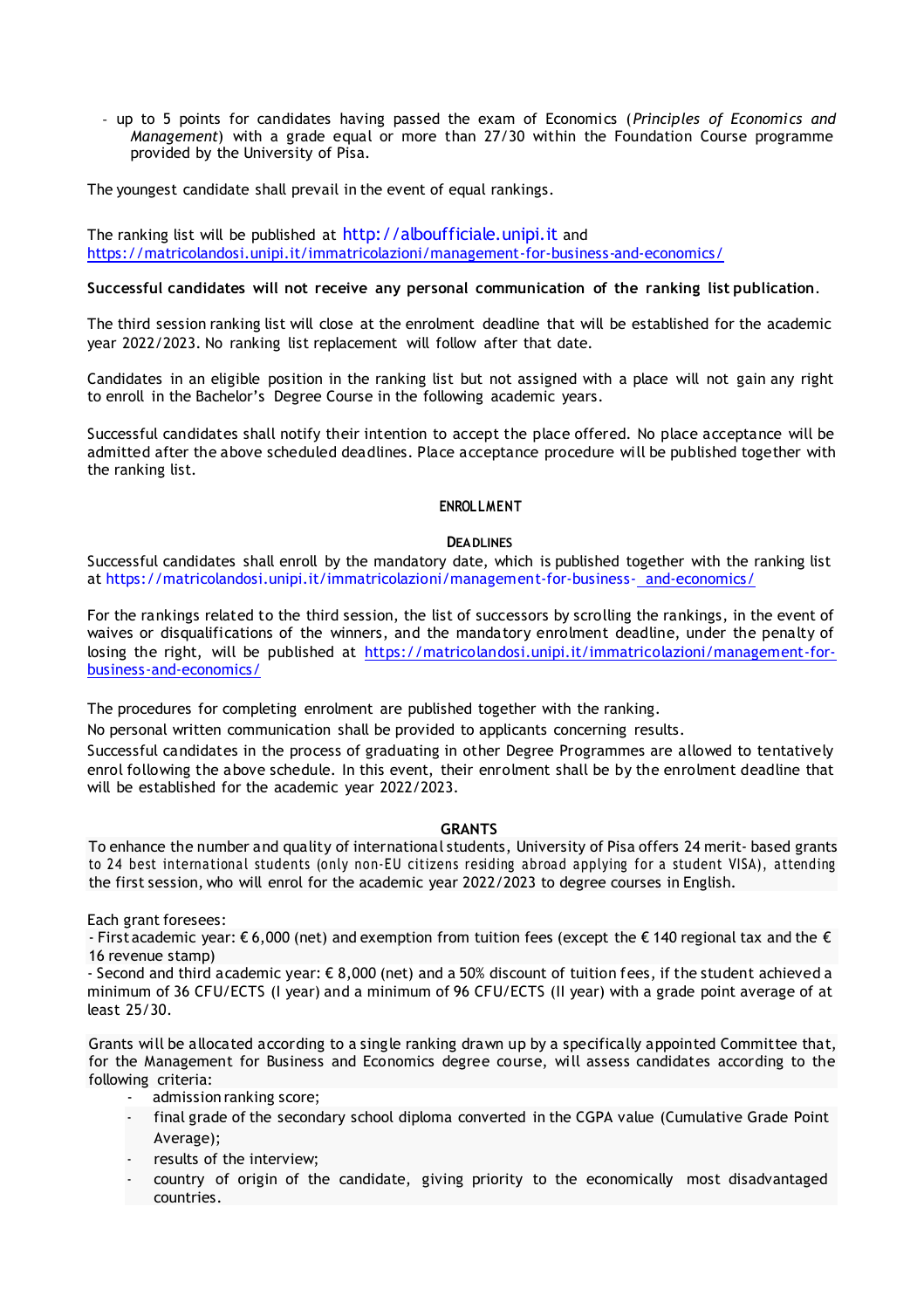- up to 5 points for candidates having passed the exam of Economics (*Principles of Economics and Management*) with a grade equal or more than 27/30 within the Foundation Course programme provided by the University of Pisa.

The youngest candidate shall prevail in the event of equal rankings.

The ranking list will be published at http://alboufficiale.unipi.it and https://matricolandosi.unipi.it/immatricolazioni/management-for-business-and-economics/

**Successful candidates will not receive any personal communication of the ranking list publication**.

The third session ranking list will close at the enrolment deadline that will be established for the academic year 2022/2023. No ranking list replacement will follow after that date.

Candidates in an eligible position in the ranking list but not assigned with a place will not gain any right to enroll in the Bachelor's Degree Course in the following academic years.

Successful candidates shall notify their intention to accept the place offered. No place acceptance will be admitted after the above scheduled deadlines. Place acceptance procedure will be published together with the ranking list.

## ENROLLMENT

### DEADLINES

Successful candidates shall enroll by the mandatory date, which is published together with the ranking list at https://matricolandosi.unipi.it/immatricolazioni/management-for-business- and-economics/

For the rankings related to the third session, the list of successors by scrolling the rankings, in the event of waives or disqualifications of the winners, and the mandatory enrolment deadline, under the penalty of losing the right, will be published at https://matricolandosi.unipi.it/immatricolazioni/management-for-business-and-economics/

The procedures for completing enrolment are published together with the ranking.

No personal written communication shall be provided to applicants concerning results.

Successful candidates in the process of graduating in other Degree Programmes are allowed to tentatively enrol following the above schedule. In this event, their enrolment shall be by the enrolment deadline that will be established for the academic year 2022/2023.

## GRANTS

To enhance the number and quality of international students, University of Pisa offers 24 merit- based grants to 24 best international students (only non-EU citizens residing abroad applying for a student VISA), attending the first session, who will enrol for the academic year 2022/2023 to degree courses in English.

Each grant foresees:

- First academic year: € 6,000 (net) and exemption from tuition fees (except the € 140 regional tax and the € 16 revenue stamp)
- Second and third academic year: € 8,000 (net) and a 50% discount of tuition fees, if the student achieved a minimum of 36 CFU/ECTS (I year) and a minimum of 96 CFU/ECTS (II year) with a grade point average of at least 25/30.

Grants will be allocated according to a single ranking drawn up by a specifically appointed Committee that, for the Management for Business and Economics degree course, will assess candidates according to the following criteria:

- admission ranking score;
- final grade of the secondary school diploma converted in the CGPA value (Cumulative Grade Point Average);
- results of the interview;
- country of origin of the candidate, giving priority to the economically most disadvantaged countries.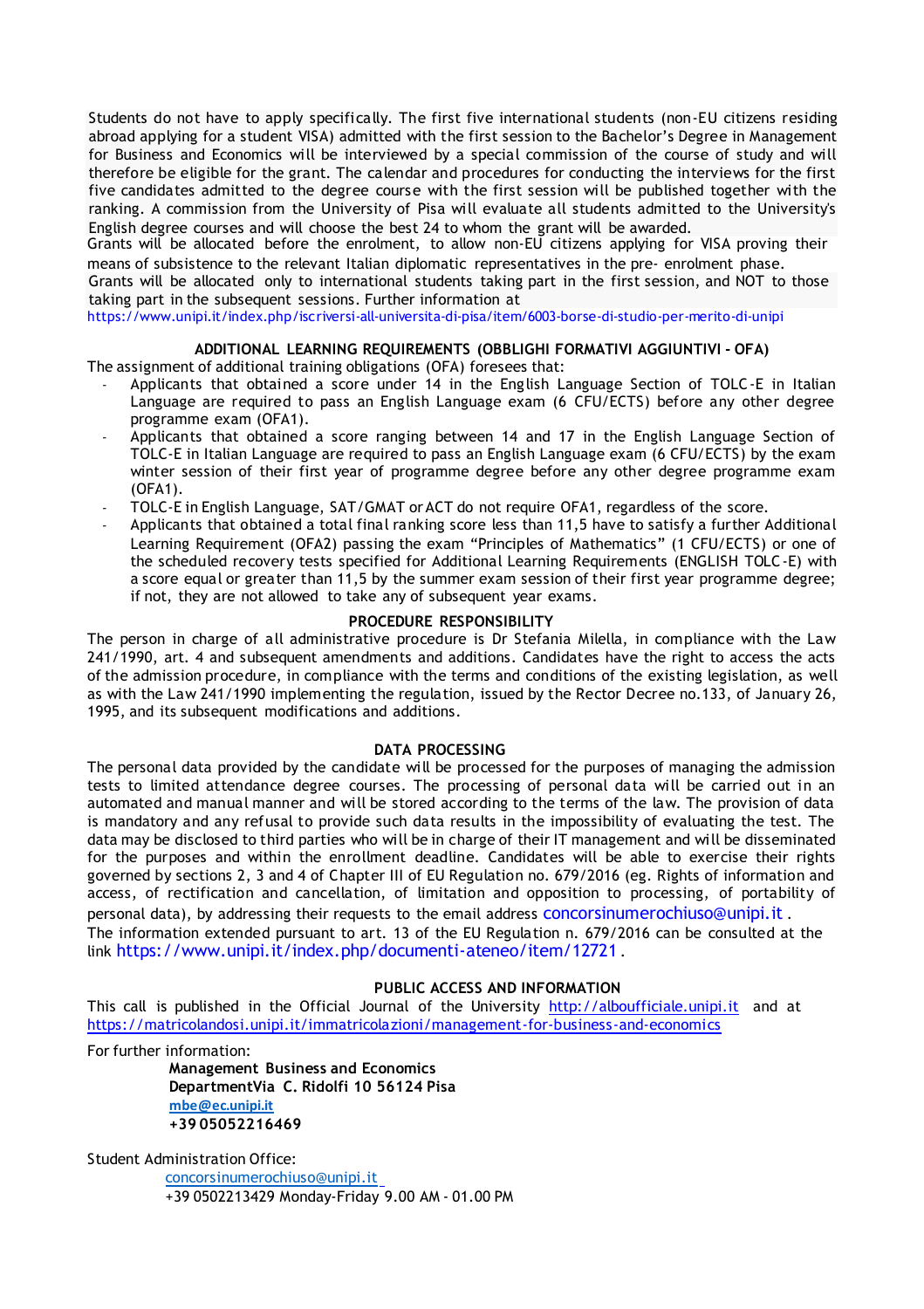Students do not have to apply specifically. The first five international students (non-EU citizens residing abroad applying for a student VISA) admitted with the first session to the Bachelor's Degree in Management for Business and Economics will be interviewed by a special commission of the course of study and will therefore be eligible for the grant. The calendar and procedures for conducting the interviews for the first five candidates admitted to the degree course with the first session will be published together with the ranking. A commission from the University of Pisa will evaluate all students admitted to the University's English degree courses and will choose the best 24 to whom the grant will be awarded.
Grants will be allocated before the enrolment, to allow non-EU citizens applying for VISA proving their means of subsistence to the relevant Italian diplomatic representatives in the pre- enrolment phase.
Grants will be allocated only to international students taking part in the first session, and NOT to those taking part in the subsequent sessions. Further information at
https://www.unipi.it/index.php/iscriversi-all-universita-di-pisa/item/6003-borse-di-studio-per-merito-di-unipi

**ADDITIONAL LEARNING REQUIREMENTS (OBBLIGHI FORMATIVI AGGIUNTIVI - OFA)**

The assignment of additional training obligations (OFA) foresees that:

- Applicants that obtained a score under 14 in the English Language Section of TOLC-E in Italian Language are required to pass an English Language exam (6 CFU/ECTS) before any other degree programme exam (OFA1).
- Applicants that obtained a score ranging between 14 and 17 in the English Language Section of TOLC-E in Italian Language are required to pass an English Language exam (6 CFU/ECTS) by the exam winter session of their first year of programme degree before any other degree programme exam (OFA1).
- TOLC-E in English Language, SAT/GMAT or ACT do not require OFA1, regardless of the score.
- Applicants that obtained a total final ranking score less than 11,5 have to satisfy a further Additional Learning Requirement (OFA2) passing the exam "Principles of Mathematics" (1 CFU/ECTS) or one of the scheduled recovery tests specified for Additional Learning Requirements (ENGLISH TOLC-E) with a score equal or greater than 11,5 by the summer exam session of their first year programme degree; if not, they are not allowed to take any of subsequent year exams.

**PROCEDURE RESPONSIBILITY**

The person in charge of all administrative procedure is Dr Stefania Milella, in compliance with the Law 241/1990, art. 4 and subsequent amendments and additions. Candidates have the right to access the acts of the admission procedure, in compliance with the terms and conditions of the existing legislation, as well as with the Law 241/1990 implementing the regulation, issued by the Rector Decree no.133, of January 26, 1995, and its subsequent modifications and additions.

**DATA PROCESSING**

The personal data provided by the candidate will be processed for the purposes of managing the admission tests to limited attendance degree courses. The processing of personal data will be carried out in an automated and manual manner and will be stored according to the terms of the law. The provision of data is mandatory and any refusal to provide such data results in the impossibility of evaluating the test. The data may be disclosed to third parties who will be in charge of their IT management and will be disseminated for the purposes and within the enrollment deadline. Candidates will be able to exercise their rights governed by sections 2, 3 and 4 of Chapter III of EU Regulation no. 679/2016 (eg. Rights of information and access, of rectification and cancellation, of limitation and opposition to processing, of portability of personal data), by addressing their requests to the email address concorsinumerochiuso@unipi.it .
The information extended pursuant to art. 13 of the EU Regulation n. 679/2016 can be consulted at the link https://www.unipi.it/index.php/documenti-ateneo/item/12721 .

**PUBLIC ACCESS AND INFORMATION**

This call is published in the Official Journal of the University http://alboufficiale.unipi.it and at https://matricolandosi.unipi.it/immatricolazioni/management-for-business-and-economics

For further information:

**Management Business and Economics**
**DepartmentVia C. Ridolfi 10 56124 Pisa**
**mbe@ec.unipi.it**
**+39 05052216469**

Student Administration Office:

concorsinumerochiuso@unipi.it
+39 0502213429 Monday-Friday 9.00 AM - 01.00 PM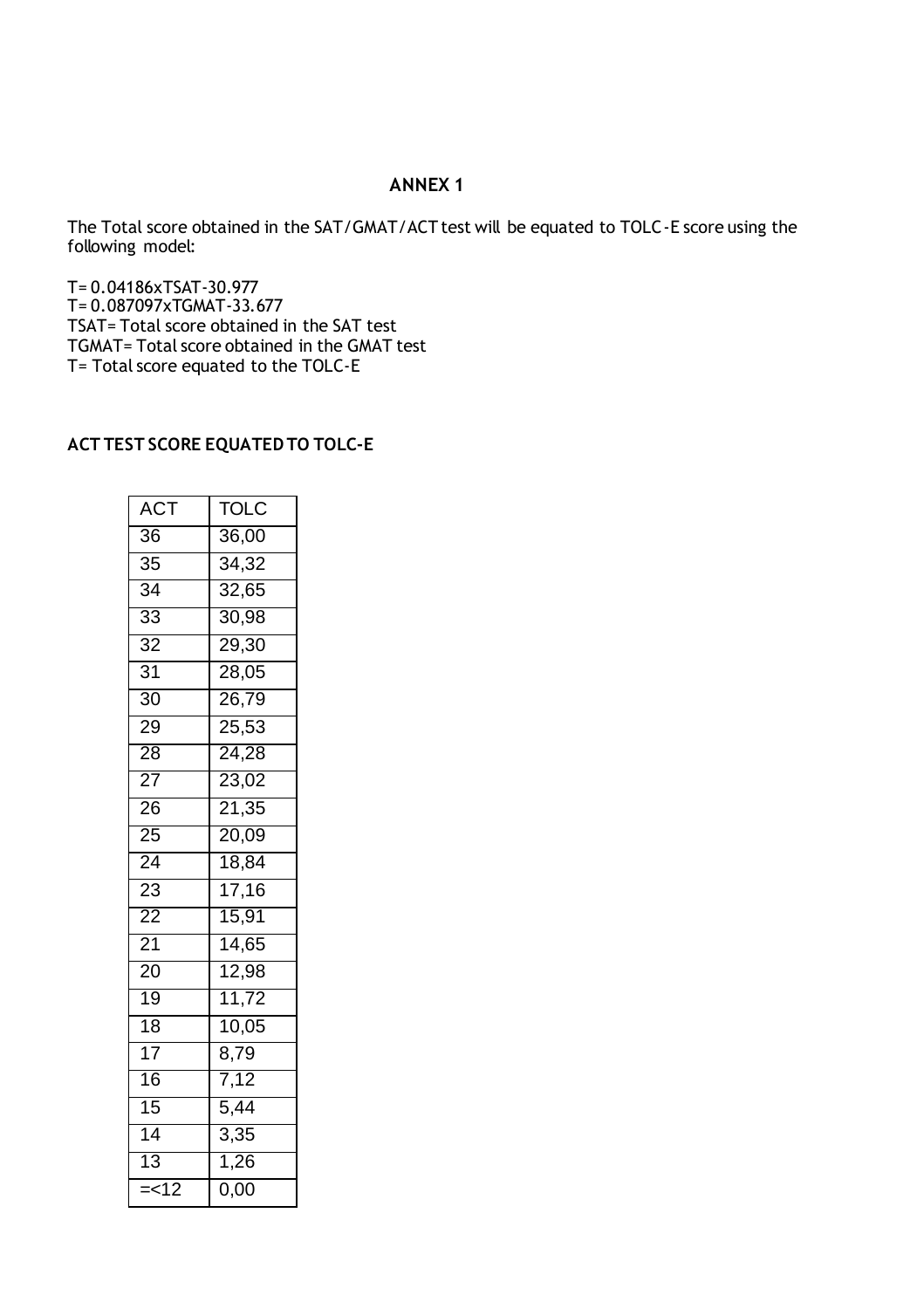## ANNEX 1

The Total score obtained in the SAT/GMAT/ACT test will be equated to TOLC-E score using the following model:

$T = 0.04186 \times TSAT - 30.977$
$T = 0.087097 \times TGMAT - 33.677$
TSAT= Total score obtained in the SAT test
TGMAT= Total score obtained in the GMAT test
T= Total score equated to the TOLC-E

### ACT TEST SCORE EQUATED TO TOLC-E

| ACT | TOLC |
|---|---|
| 36 | 36,00 |
| 35 | 34,32 |
| 34 | 32,65 |
| 33 | 30,98 |
| 32 | 29,30 |
| 31 | 28,05 |
| 30 | 26,79 |
| 29 | 25,53 |
| 28 | 24,28 |
| 27 | 23,02 |
| 26 | 21,35 |
| 25 | 20,09 |
| 24 | 18,84 |
| 23 | 17,16 |
| 22 | 15,91 |
| 21 | 14,65 |
| 20 | 12,98 |
| 19 | 11,72 |
| 18 | 10,05 |
| 17 | 8,79 |
| 16 | 7,12 |
| 15 | 5,44 |
| 14 | 3,35 |
| 13 | 1,26 |
| =<12 | 0,00 |